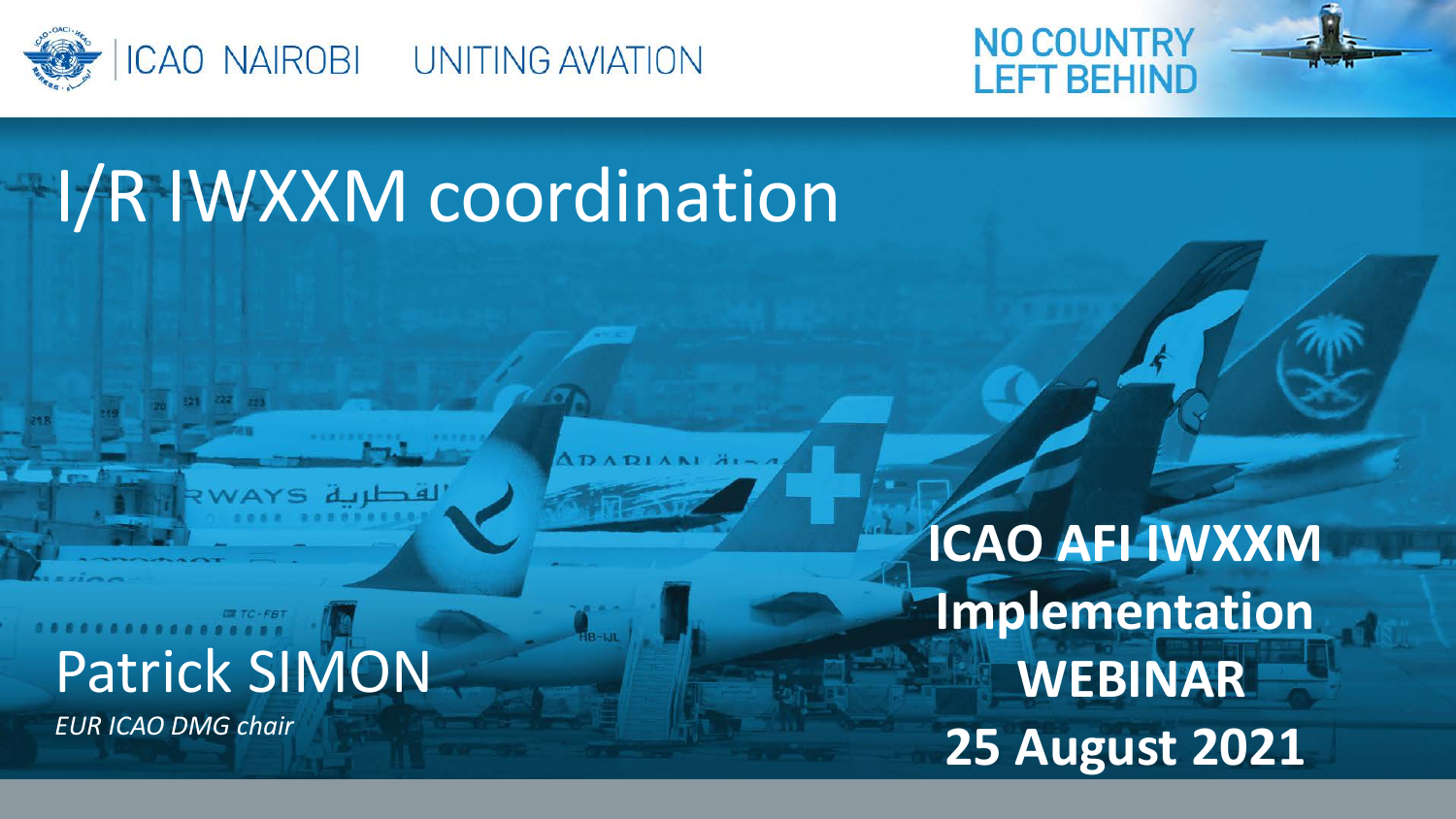ICAO NAIROBI UNITING AVIATION

NO COUNTRY LEFT BEHIND

# I/R IWXXM coordination

## Patrick SIMON

*EUR ICAO DMG chair*

**ICAO AFI IWXXM Implementation WEBINAR**

**25 August 2021**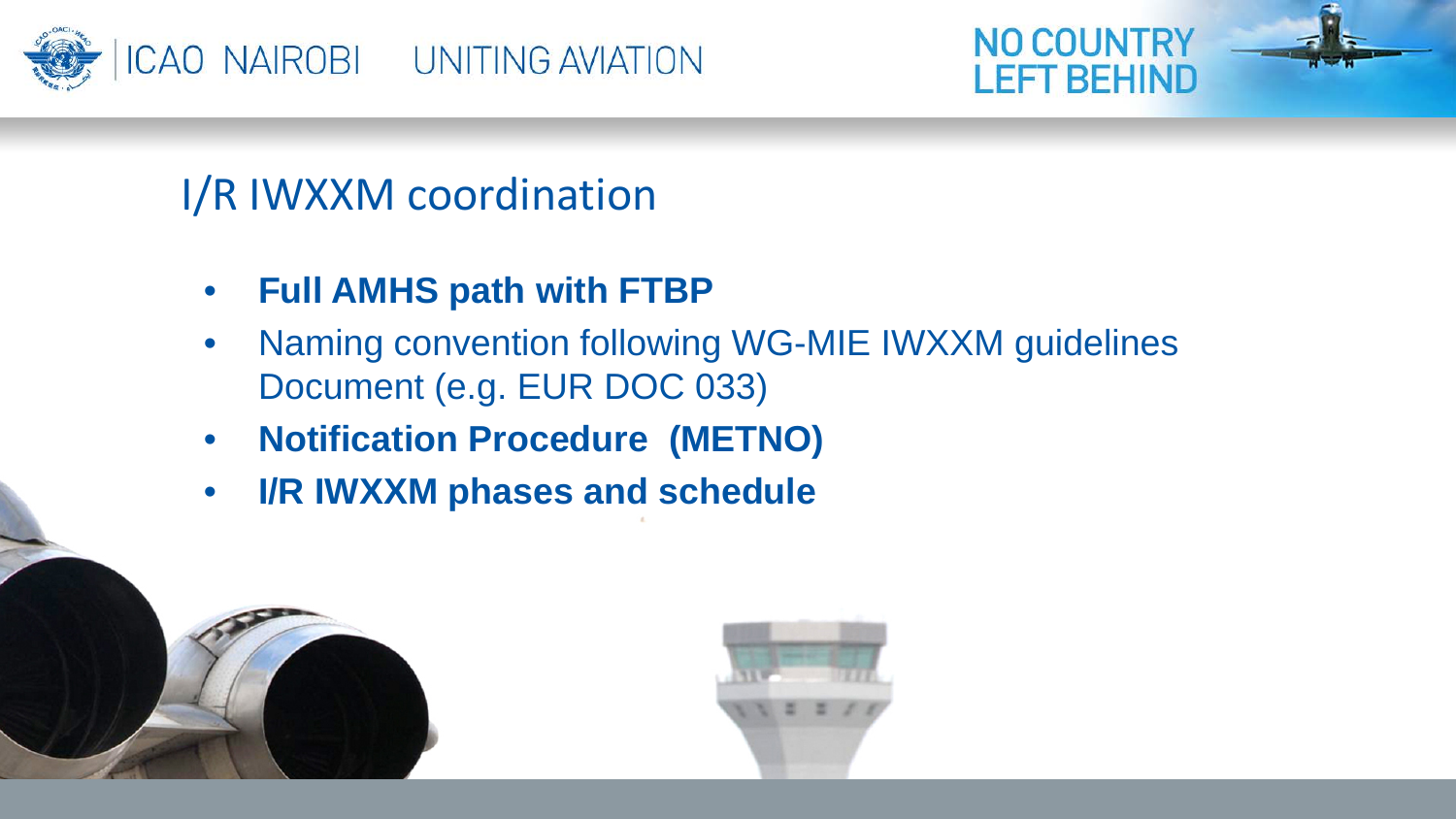# I/R IWXXM coordination

- **Full AMHS path with FTBP**
- Naming convention following WG-MIE IWXXM guidelines Document (e.g. EUR DOC 033)
- **Notification Procedure (METNO)**
- **I/R IWXXM phases and schedule**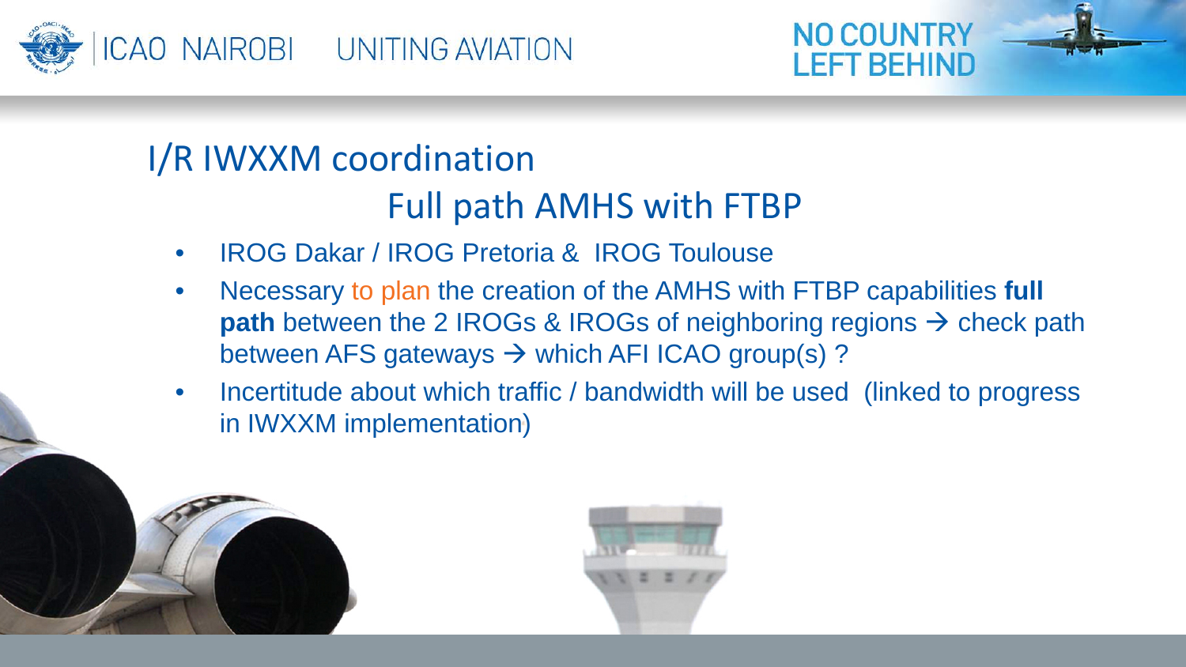# I/R IWXXM coordination

## Full path AMHS with FTBP

- IROG Dakar / IROG Pretoria & IROG Toulouse
- Necessary to plan the creation of the AMHS with FTBP capabilities **full path** between the 2 IROGs & IROGs of neighboring regions → check path between AFS gateways → which AFI ICAO group(s) ?
- Incertitude about which traffic / bandwidth will be used (linked to progress in IWXXM implementation)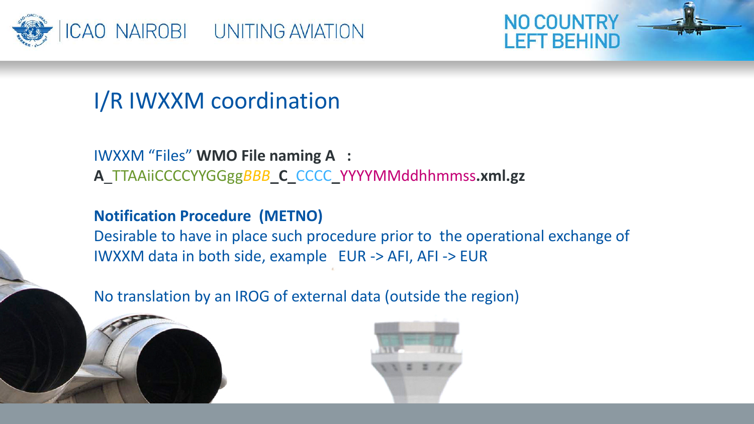# I/R IWXXM coordination

IWXXM "Files" **WMO File naming A :**
**A**_TTAAiiCCCCYYGGgg*BBB*_**C**_CCCC_YYYYMMddhhmmss**.xml.gz**

**Notification Procedure (METNO)**
Desirable to have in place such procedure prior to the operational exchange of IWXXM data in both side, example EUR -> AFI, AFI -> EUR

No translation by an IROG of external data (outside the region)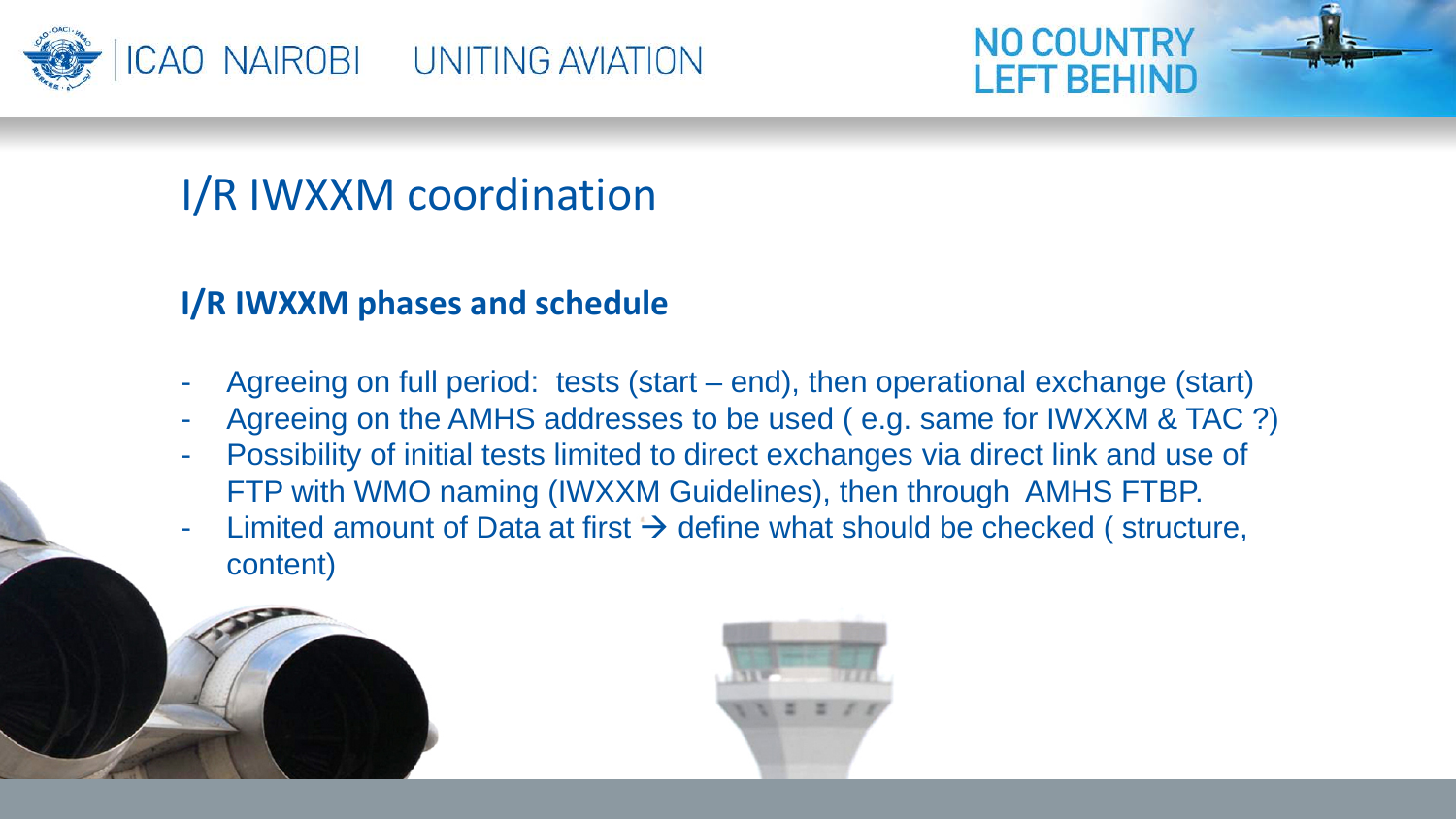# I/R IWXXM coordination

## I/R IWXXM phases and schedule

- Agreeing on full period: tests (start – end), then operational exchange (start)
- Agreeing on the AMHS addresses to be used ( e.g. same for IWXXM & TAC ?)
- Possibility of initial tests limited to direct exchanges via direct link and use of FTP with WMO naming (IWXXM Guidelines), then through AMHS FTBP.
- Limited amount of Data at first → define what should be checked ( structure, content)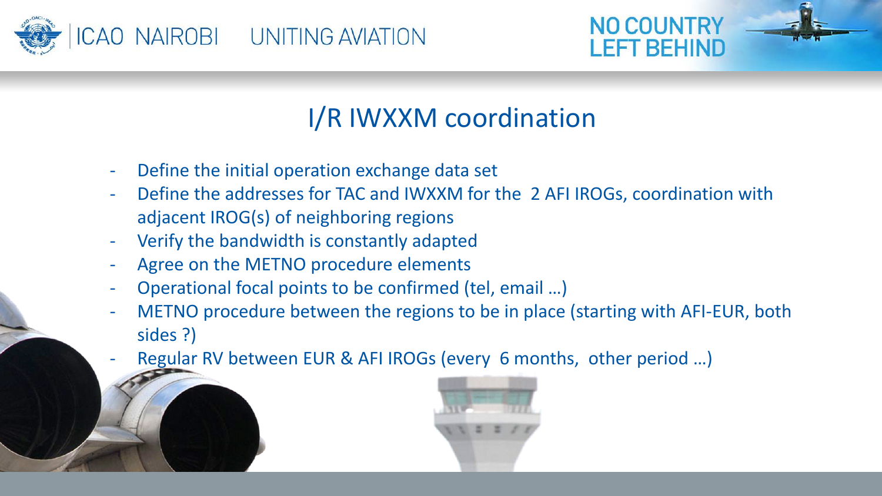# I/R IWXXM coordination

- Define the initial operation exchange data set
- Define the addresses for TAC and IWXXM for the 2 AFI IROGs, coordination with adjacent IROG(s) of neighboring regions
- Verify the bandwidth is constantly adapted
- Agree on the METNO procedure elements
- Operational focal points to be confirmed (tel, email …)
- METNO procedure between the regions to be in place (starting with AFI-EUR, both sides ?)
- Regular RV between EUR & AFI IROGs (every 6 months, other period …)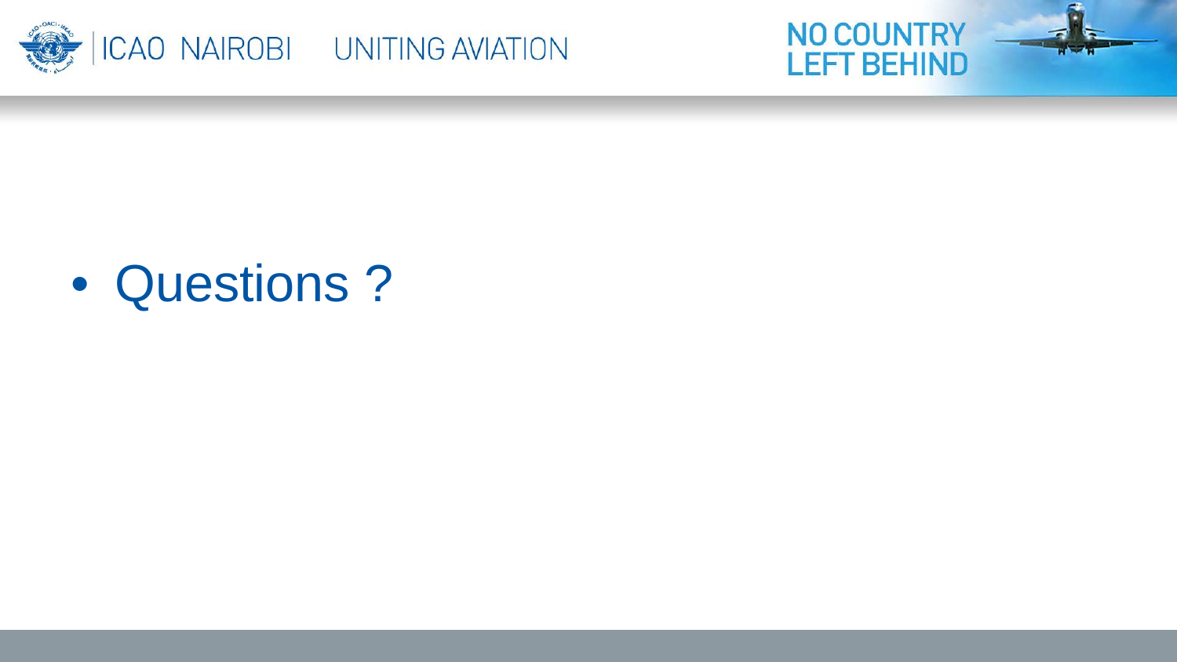- Questions ?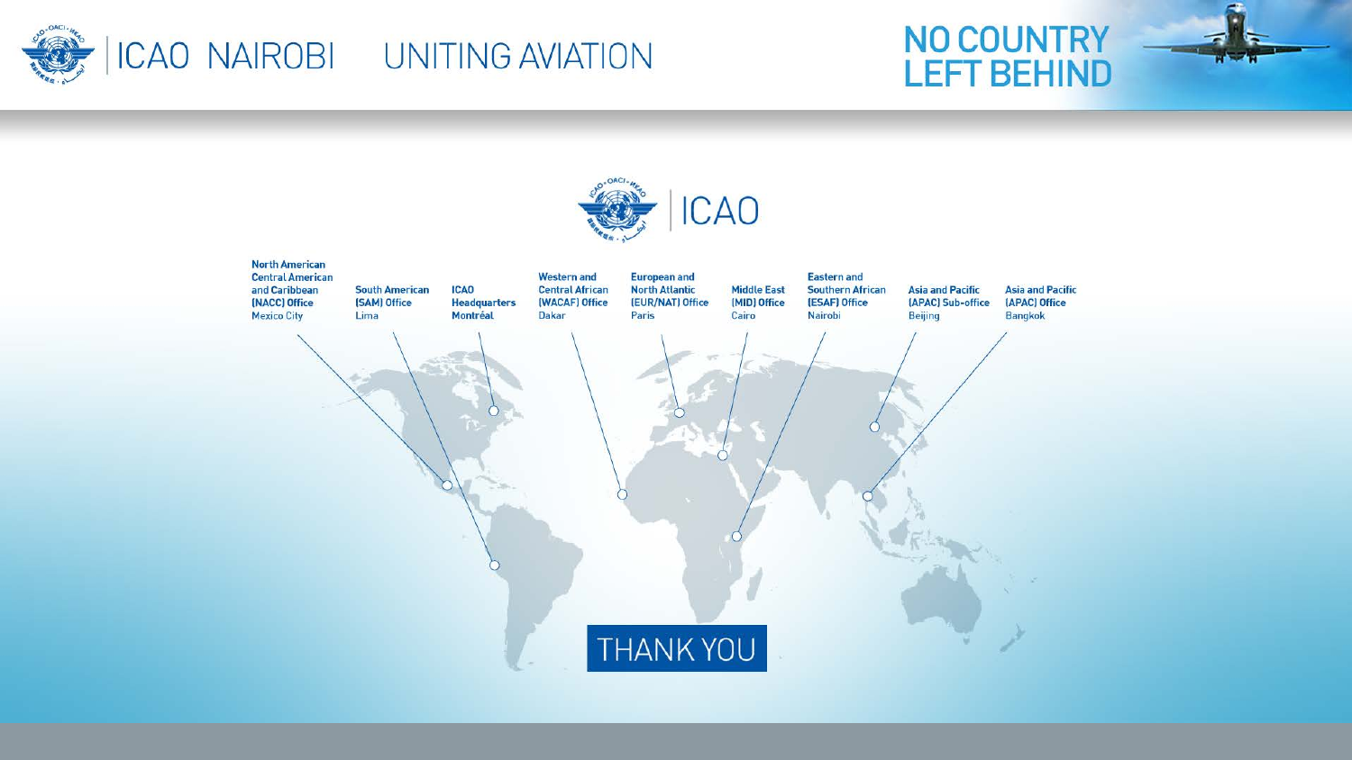ICAO

North American Central American and Caribbean (NACC) Office
Mexico City

South American (SAM) Office
Lima

ICAO Headquarters
Montréal

Western and Central African (WACAF) Office
Dakar

European and North Atlantic (EUR/NAT) Office
Paris

Middle East (MID) Office
Cairo

Eastern and Southern African (ESAF) Office
Nairobi

Asia and Pacific (APAC) Sub-office
Beijing

Asia and Pacific (APAC) Office
Bangkok

THANK YOU